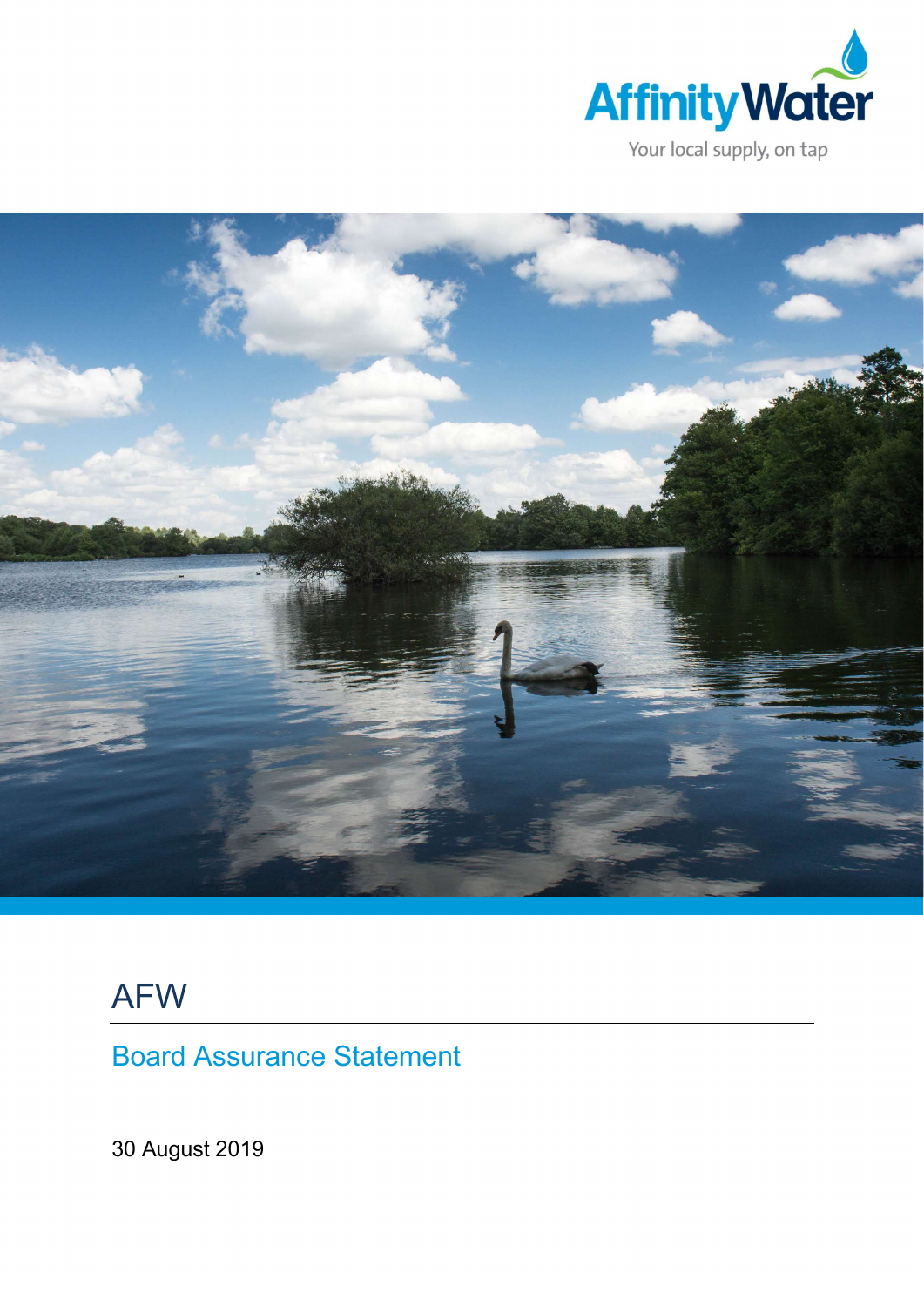Affinity Water

Your local supply, on tap

# AFW

## Board Assurance Statement

30 August 2019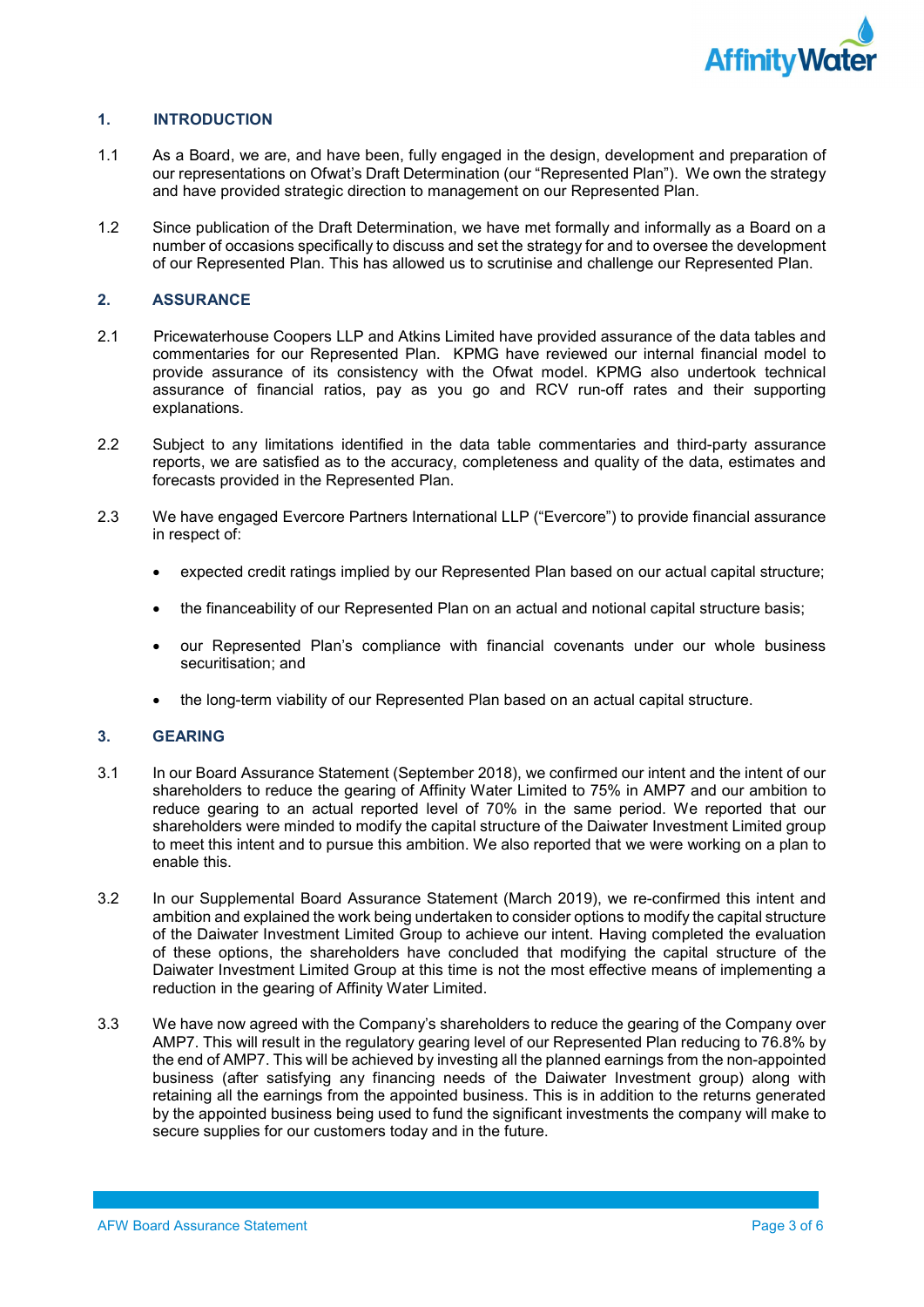## 1. INTRODUCTION

1.1 As a Board, we are, and have been, fully engaged in the design, development and preparation of our representations on Ofwat's Draft Determination (our "Represented Plan"). We own the strategy and have provided strategic direction to management on our Represented Plan.

1.2 Since publication of the Draft Determination, we have met formally and informally as a Board on a number of occasions specifically to discuss and set the strategy for and to oversee the development of our Represented Plan. This has allowed us to scrutinise and challenge our Represented Plan.

## 2. ASSURANCE

2.1 Pricewaterhouse Coopers LLP and Atkins Limited have provided assurance of the data tables and commentaries for our Represented Plan. KPMG have reviewed our internal financial model to provide assurance of its consistency with the Ofwat model. KPMG also undertook technical assurance of financial ratios, pay as you go and RCV run-off rates and their supporting explanations.

2.2 Subject to any limitations identified in the data table commentaries and third-party assurance reports, we are satisfied as to the accuracy, completeness and quality of the data, estimates and forecasts provided in the Represented Plan.

2.3 We have engaged Evercore Partners International LLP ("Evercore") to provide financial assurance in respect of:

- expected credit ratings implied by our Represented Plan based on our actual capital structure;
- the financeability of our Represented Plan on an actual and notional capital structure basis;
- our Represented Plan's compliance with financial covenants under our whole business securitisation; and
- the long-term viability of our Represented Plan based on an actual capital structure.

## 3. GEARING

3.1 In our Board Assurance Statement (September 2018), we confirmed our intent and the intent of our shareholders to reduce the gearing of Affinity Water Limited to 75% in AMP7 and our ambition to reduce gearing to an actual reported level of 70% in the same period. We reported that our shareholders were minded to modify the capital structure of the Daiwater Investment Limited group to meet this intent and to pursue this ambition. We also reported that we were working on a plan to enable this.

3.2 In our Supplemental Board Assurance Statement (March 2019), we re-confirmed this intent and ambition and explained the work being undertaken to consider options to modify the capital structure of the Daiwater Investment Limited Group to achieve our intent. Having completed the evaluation of these options, the shareholders have concluded that modifying the capital structure of the Daiwater Investment Limited Group at this time is not the most effective means of implementing a reduction in the gearing of Affinity Water Limited.

3.3 We have now agreed with the Company's shareholders to reduce the gearing of the Company over AMP7. This will result in the regulatory gearing level of our Represented Plan reducing to 76.8% by the end of AMP7. This will be achieved by investing all the planned earnings from the non-appointed business (after satisfying any financing needs of the Daiwater Investment group) along with retaining all the earnings from the appointed business. This is in addition to the returns generated by the appointed business being used to fund the significant investments the company will make to secure supplies for our customers today and in the future.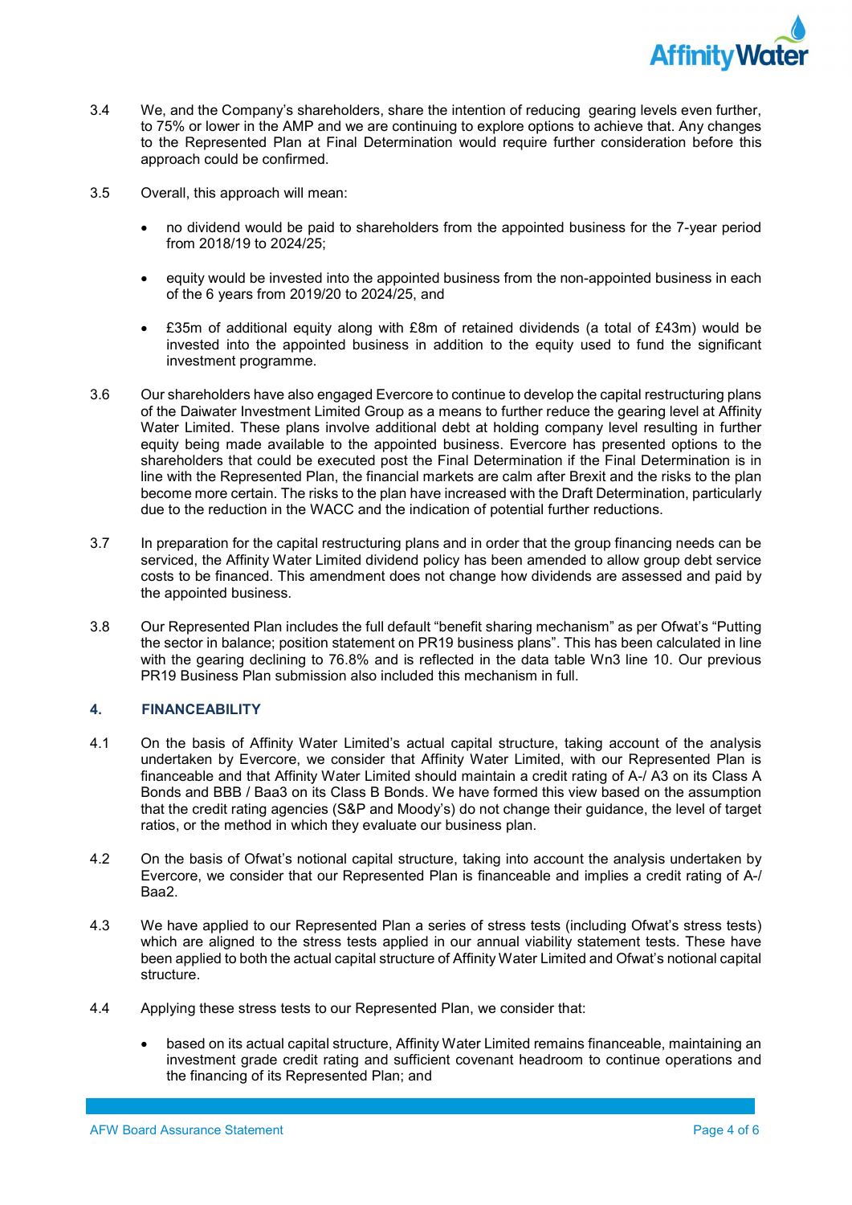3.4 We, and the Company's shareholders, share the intention of reducing gearing levels even further, to 75% or lower in the AMP and we are continuing to explore options to achieve that. Any changes to the Represented Plan at Final Determination would require further consideration before this approach could be confirmed.

3.5 Overall, this approach will mean:

- no dividend would be paid to shareholders from the appointed business for the 7-year period from 2018/19 to 2024/25;
- equity would be invested into the appointed business from the non-appointed business in each of the 6 years from 2019/20 to 2024/25, and
- £35m of additional equity along with £8m of retained dividends (a total of £43m) would be invested into the appointed business in addition to the equity used to fund the significant investment programme.

3.6 Our shareholders have also engaged Evercore to continue to develop the capital restructuring plans of the Daiwater Investment Limited Group as a means to further reduce the gearing level at Affinity Water Limited. These plans involve additional debt at holding company level resulting in further equity being made available to the appointed business. Evercore has presented options to the shareholders that could be executed post the Final Determination if the Final Determination is in line with the Represented Plan, the financial markets are calm after Brexit and the risks to the plan become more certain. The risks to the plan have increased with the Draft Determination, particularly due to the reduction in the WACC and the indication of potential further reductions.

3.7 In preparation for the capital restructuring plans and in order that the group financing needs can be serviced, the Affinity Water Limited dividend policy has been amended to allow group debt service costs to be financed. This amendment does not change how dividends are assessed and paid by the appointed business.

3.8 Our Represented Plan includes the full default "benefit sharing mechanism" as per Ofwat's "Putting the sector in balance; position statement on PR19 business plans". This has been calculated in line with the gearing declining to 76.8% and is reflected in the data table Wn3 line 10. Our previous PR19 Business Plan submission also included this mechanism in full.

## 4. FINANCEABILITY

4.1 On the basis of Affinity Water Limited's actual capital structure, taking account of the analysis undertaken by Evercore, we consider that Affinity Water Limited, with our Represented Plan is financeable and that Affinity Water Limited should maintain a credit rating of A-/ A3 on its Class A Bonds and BBB / Baa3 on its Class B Bonds. We have formed this view based on the assumption that the credit rating agencies (S&P and Moody's) do not change their guidance, the level of target ratios, or the method in which they evaluate our business plan.

4.2 On the basis of Ofwat's notional capital structure, taking into account the analysis undertaken by Evercore, we consider that our Represented Plan is financeable and implies a credit rating of A-/ Baa2.

4.3 We have applied to our Represented Plan a series of stress tests (including Ofwat's stress tests) which are aligned to the stress tests applied in our annual viability statement tests. These have been applied to both the actual capital structure of Affinity Water Limited and Ofwat's notional capital structure.

4.4 Applying these stress tests to our Represented Plan, we consider that:

- based on its actual capital structure, Affinity Water Limited remains financeable, maintaining an investment grade credit rating and sufficient covenant headroom to continue operations and the financing of its Represented Plan; and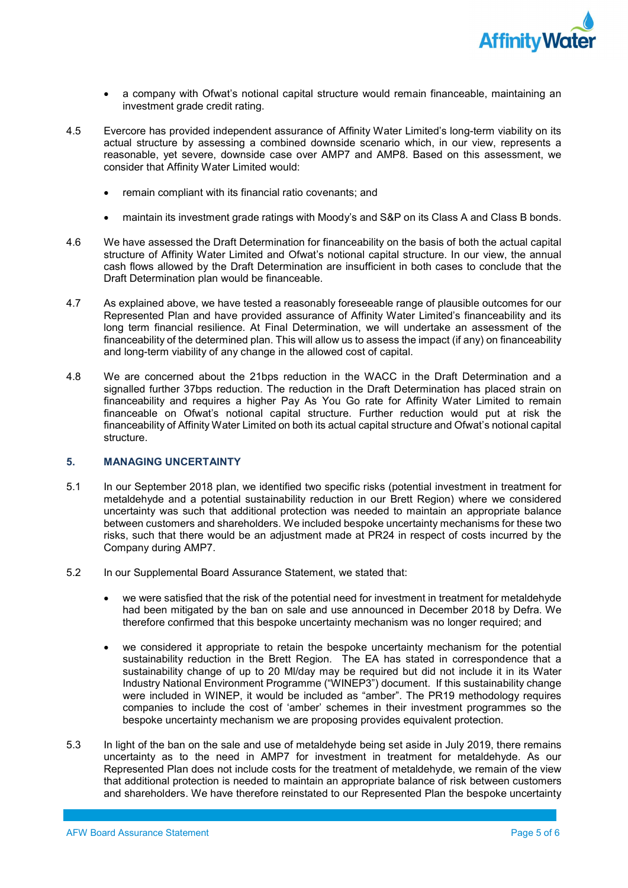- a company with Ofwat's notional capital structure would remain financeable, maintaining an investment grade credit rating.

4.5 Evercore has provided independent assurance of Affinity Water Limited's long-term viability on its actual structure by assessing a combined downside scenario which, in our view, represents a reasonable, yet severe, downside case over AMP7 and AMP8. Based on this assessment, we consider that Affinity Water Limited would:

- remain compliant with its financial ratio covenants; and
- maintain its investment grade ratings with Moody's and S&P on its Class A and Class B bonds.

4.6 We have assessed the Draft Determination for financeability on the basis of both the actual capital structure of Affinity Water Limited and Ofwat's notional capital structure. In our view, the annual cash flows allowed by the Draft Determination are insufficient in both cases to conclude that the Draft Determination plan would be financeable.

4.7 As explained above, we have tested a reasonably foreseeable range of plausible outcomes for our Represented Plan and have provided assurance of Affinity Water Limited's financeability and its long term financial resilience. At Final Determination, we will undertake an assessment of the financeability of the determined plan. This will allow us to assess the impact (if any) on financeability and long-term viability of any change in the allowed cost of capital.

4.8 We are concerned about the 21bps reduction in the WACC in the Draft Determination and a signalled further 37bps reduction. The reduction in the Draft Determination has placed strain on financeability and requires a higher Pay As You Go rate for Affinity Water Limited to remain financeable on Ofwat's notional capital structure. Further reduction would put at risk the financeability of Affinity Water Limited on both its actual capital structure and Ofwat's notional capital structure.

## 5. MANAGING UNCERTAINTY

5.1 In our September 2018 plan, we identified two specific risks (potential investment in treatment for metaldehyde and a potential sustainability reduction in our Brett Region) where we considered uncertainty was such that additional protection was needed to maintain an appropriate balance between customers and shareholders. We included bespoke uncertainty mechanisms for these two risks, such that there would be an adjustment made at PR24 in respect of costs incurred by the Company during AMP7.

5.2 In our Supplemental Board Assurance Statement, we stated that:

- we were satisfied that the risk of the potential need for investment in treatment for metaldehyde had been mitigated by the ban on sale and use announced in December 2018 by Defra. We therefore confirmed that this bespoke uncertainty mechanism was no longer required; and
- we considered it appropriate to retain the bespoke uncertainty mechanism for the potential sustainability reduction in the Brett Region. The EA has stated in correspondence that a sustainability change of up to 20 Ml/day may be required but did not include it in its Water Industry National Environment Programme ("WINEP3") document. If this sustainability change were included in WINEP, it would be included as "amber". The PR19 methodology requires companies to include the cost of 'amber' schemes in their investment programmes so the bespoke uncertainty mechanism we are proposing provides equivalent protection.

5.3 In light of the ban on the sale and use of metaldehyde being set aside in July 2019, there remains uncertainty as to the need in AMP7 for investment in treatment for metaldehyde. As our Represented Plan does not include costs for the treatment of metaldehyde, we remain of the view that additional protection is needed to maintain an appropriate balance of risk between customers and shareholders. We have therefore reinstated to our Represented Plan the bespoke uncertainty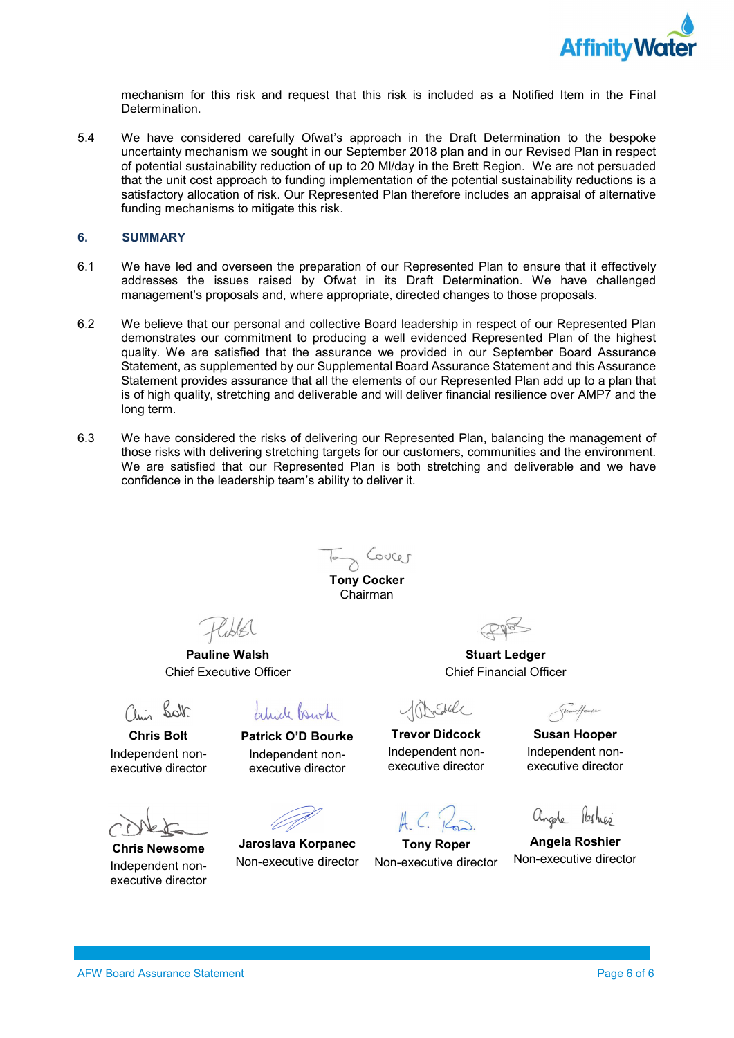mechanism for this risk and request that this risk is included as a Notified Item in the Final Determination.

5.4 We have considered carefully Ofwat's approach in the Draft Determination to the bespoke uncertainty mechanism we sought in our September 2018 plan and in our Revised Plan in respect of potential sustainability reduction of up to 20 Ml/day in the Brett Region. We are not persuaded that the unit cost approach to funding implementation of the potential sustainability reductions is a satisfactory allocation of risk. Our Represented Plan therefore includes an appraisal of alternative funding mechanisms to mitigate this risk.

## 6. SUMMARY

6.1 We have led and overseen the preparation of our Represented Plan to ensure that it effectively addresses the issues raised by Ofwat in its Draft Determination. We have challenged management's proposals and, where appropriate, directed changes to those proposals.

6.2 We believe that our personal and collective Board leadership in respect of our Represented Plan demonstrates our commitment to producing a well evidenced Represented Plan of the highest quality. We are satisfied that the assurance we provided in our September Board Assurance Statement, as supplemented by our Supplemental Board Assurance Statement and this Assurance Statement provides assurance that all the elements of our Represented Plan add up to a plan that is of high quality, stretching and deliverable and will deliver financial resilience over AMP7 and the long term.

6.3 We have considered the risks of delivering our Represented Plan, balancing the management of those risks with delivering stretching targets for our customers, communities and the environment. We are satisfied that our Represented Plan is both stretching and deliverable and we have confidence in the leadership team's ability to deliver it.

**Tony Cocker**
Chairman

**Pauline Walsh**
Chief Executive Officer

**Stuart Ledger**
Chief Financial Officer

**Chris Bolt**
Independent non-executive director

**Patrick O'D Bourke**
Independent non-executive director

**Trevor Didcock**
Independent non-executive director

**Susan Hooper**
Independent non-executive director

**Chris Newsome**
Independent non-executive director

**Jaroslava Korpanec**
Non-executive director

**Tony Roper**
Non-executive director

**Angela Roshier**
Non-executive director